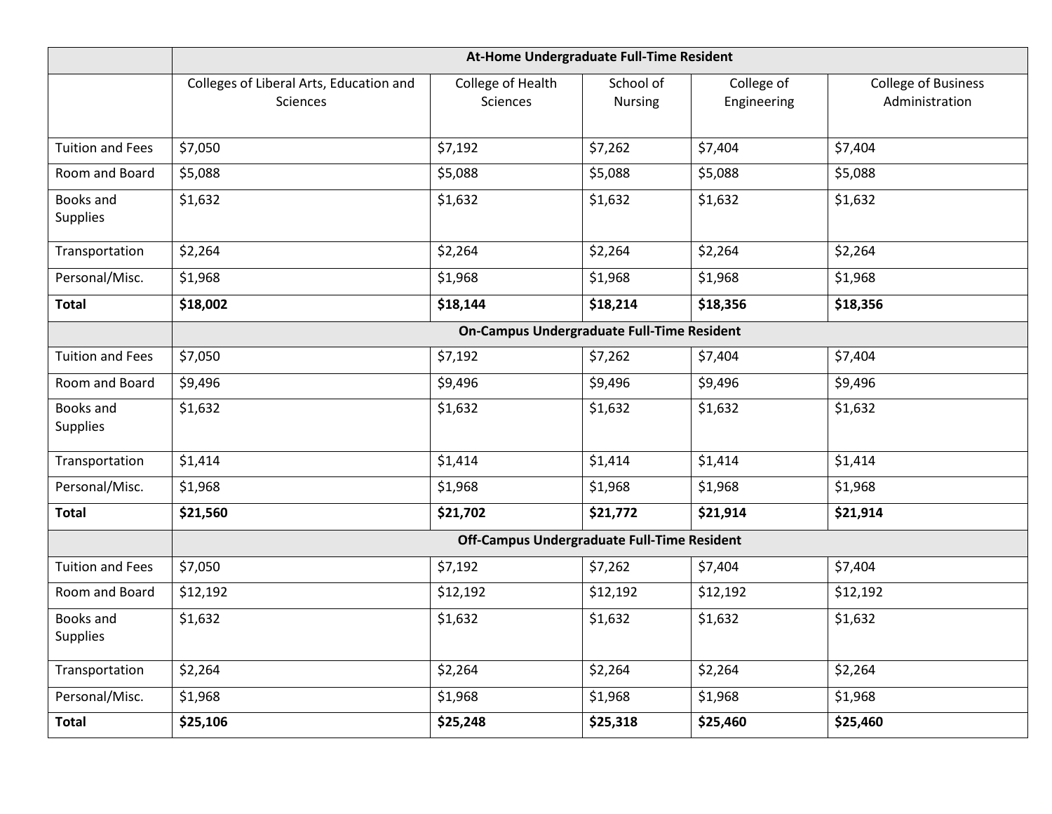| | At-Home Undergraduate Full-Time Resident | | | | |
|---|---|---|---|---|---|
| | Colleges of Liberal Arts, Education and Sciences | College of Health Sciences | School of Nursing | College of Engineering | College of Business Administration |
| Tuition and Fees | $7,050 | $7,192 | $7,262 | $7,404 | $7,404 |
| Room and Board | $5,088 | $5,088 | $5,088 | $5,088 | $5,088 |
| Books and Supplies | $1,632 | $1,632 | $1,632 | $1,632 | $1,632 |
| Transportation | $2,264 | $2,264 | $2,264 | $2,264 | $2,264 |
| Personal/Misc. | $1,968 | $1,968 | $1,968 | $1,968 | $1,968 |
| **Total** | **$18,002** | **$18,144** | **$18,214** | **$18,356** | **$18,356** |
| | **On-Campus Undergraduate Full-Time Resident** | | | | |
| Tuition and Fees | $7,050 | $7,192 | $7,262 | $7,404 | $7,404 |
| Room and Board | $9,496 | $9,496 | $9,496 | $9,496 | $9,496 |
| Books and Supplies | $1,632 | $1,632 | $1,632 | $1,632 | $1,632 |
| Transportation | $1,414 | $1,414 | $1,414 | $1,414 | $1,414 |
| Personal/Misc. | $1,968 | $1,968 | $1,968 | $1,968 | $1,968 |
| **Total** | **$21,560** | **$21,702** | **$21,772** | **$21,914** | **$21,914** |
| | **Off-Campus Undergraduate Full-Time Resident** | | | | |
| Tuition and Fees | $7,050 | $7,192 | $7,262 | $7,404 | $7,404 |
| Room and Board | $12,192 | $12,192 | $12,192 | $12,192 | $12,192 |
| Books and Supplies | $1,632 | $1,632 | $1,632 | $1,632 | $1,632 |
| Transportation | $2,264 | $2,264 | $2,264 | $2,264 | $2,264 |
| Personal/Misc. | $1,968 | $1,968 | $1,968 | $1,968 | $1,968 |
| **Total** | **$25,106** | **$25,248** | **$25,318** | **$25,460** | **$25,460** |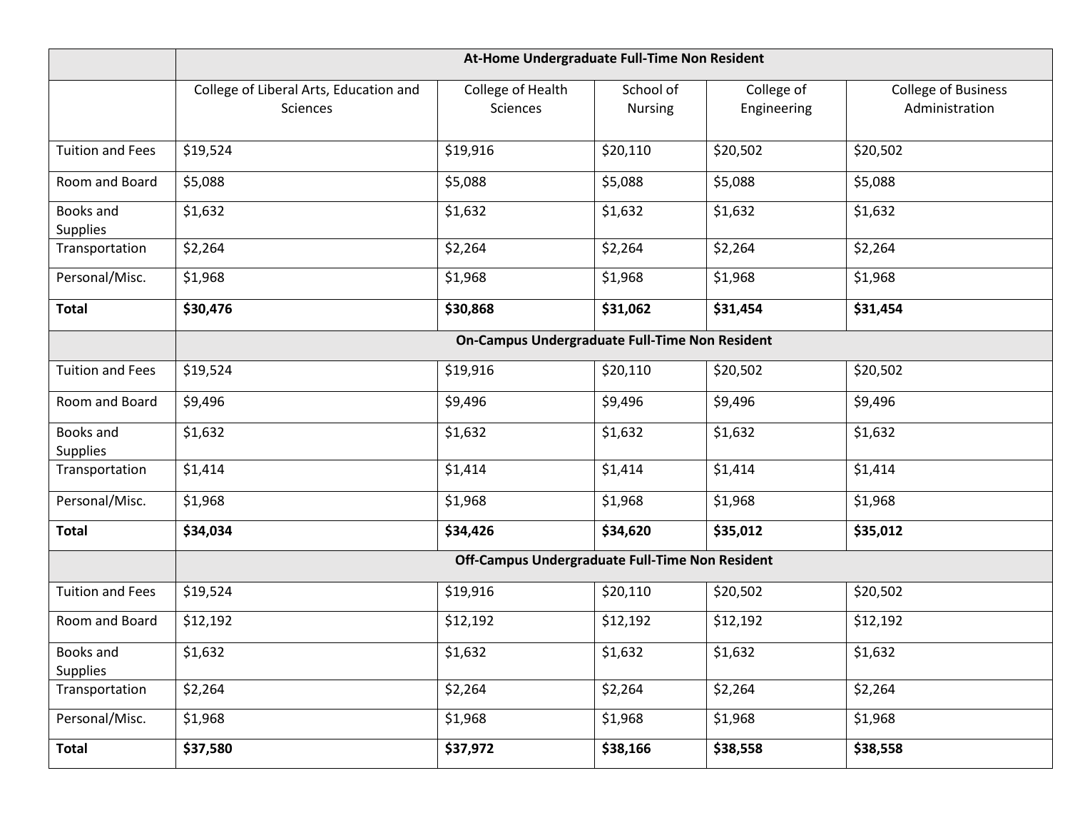| | At-Home Undergraduate Full-Time Non Resident | | | | |
|---|---|---|---|---|---|
| | College of Liberal Arts, Education and Sciences | College of Health Sciences | School of Nursing | College of Engineering | College of Business Administration |
| Tuition and Fees | $19,524 | $19,916 | $20,110 | $20,502 | $20,502 |
| Room and Board | $5,088 | $5,088 | $5,088 | $5,088 | $5,088 |
| Books and Supplies | $1,632 | $1,632 | $1,632 | $1,632 | $1,632 |
| Transportation | $2,264 | $2,264 | $2,264 | $2,264 | $2,264 |
| Personal/Misc. | $1,968 | $1,968 | $1,968 | $1,968 | $1,968 |
| **Total** | **$30,476** | **$30,868** | **$31,062** | **$31,454** | **$31,454** |
| | **On-Campus Undergraduate Full-Time Non Resident** | | | | |
| Tuition and Fees | $19,524 | $19,916 | $20,110 | $20,502 | $20,502 |
| Room and Board | $9,496 | $9,496 | $9,496 | $9,496 | $9,496 |
| Books and Supplies | $1,632 | $1,632 | $1,632 | $1,632 | $1,632 |
| Transportation | $1,414 | $1,414 | $1,414 | $1,414 | $1,414 |
| Personal/Misc. | $1,968 | $1,968 | $1,968 | $1,968 | $1,968 |
| **Total** | **$34,034** | **$34,426** | **$34,620** | **$35,012** | **$35,012** |
| | **Off-Campus Undergraduate Full-Time Non Resident** | | | | |
| Tuition and Fees | $19,524 | $19,916 | $20,110 | $20,502 | $20,502 |
| Room and Board | $12,192 | $12,192 | $12,192 | $12,192 | $12,192 |
| Books and Supplies | $1,632 | $1,632 | $1,632 | $1,632 | $1,632 |
| Transportation | $2,264 | $2,264 | $2,264 | $2,264 | $2,264 |
| Personal/Misc. | $1,968 | $1,968 | $1,968 | $1,968 | $1,968 |
| **Total** | **$37,580** | **$37,972** | **$38,166** | **$38,558** | **$38,558** |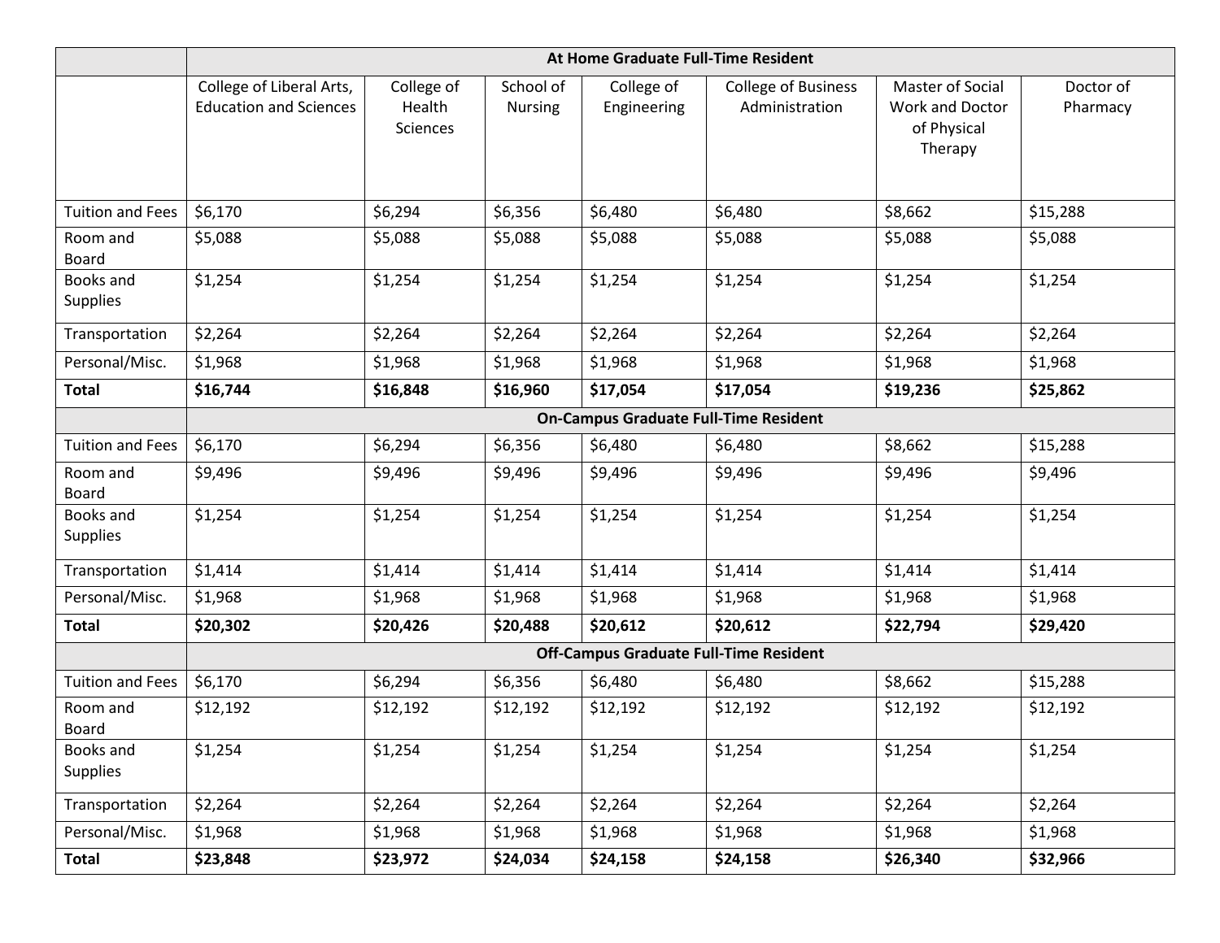| | At Home Graduate Full-Time Resident | | | | | | |
|---|---|---|---|---|---|---|---|
| | College of Liberal Arts, Education and Sciences | College of Health Sciences | School of Nursing | College of Engineering | College of Business Administration | Master of Social Work and Doctor of Physical Therapy | Doctor of Pharmacy |
| Tuition and Fees | $6,170 | $6,294 | $6,356 | $6,480 | $6,480 | $8,662 | $15,288 |
| Room and Board | $5,088 | $5,088 | $5,088 | $5,088 | $5,088 | $5,088 | $5,088 |
| Books and Supplies | $1,254 | $1,254 | $1,254 | $1,254 | $1,254 | $1,254 | $1,254 |
| Transportation | $2,264 | $2,264 | $2,264 | $2,264 | $2,264 | $2,264 | $2,264 |
| Personal/Misc. | $1,968 | $1,968 | $1,968 | $1,968 | $1,968 | $1,968 | $1,968 |
| **Total** | **$16,744** | **$16,848** | **$16,960** | **$17,054** | **$17,054** | **$19,236** | **$25,862** |
| | **On-Campus Graduate Full-Time Resident** | | | | | | |
| Tuition and Fees | $6,170 | $6,294 | $6,356 | $6,480 | $6,480 | $8,662 | $15,288 |
| Room and Board | $9,496 | $9,496 | $9,496 | $9,496 | $9,496 | $9,496 | $9,496 |
| Books and Supplies | $1,254 | $1,254 | $1,254 | $1,254 | $1,254 | $1,254 | $1,254 |
| Transportation | $1,414 | $1,414 | $1,414 | $1,414 | $1,414 | $1,414 | $1,414 |
| Personal/Misc. | $1,968 | $1,968 | $1,968 | $1,968 | $1,968 | $1,968 | $1,968 |
| **Total** | **$20,302** | **$20,426** | **$20,488** | **$20,612** | **$20,612** | **$22,794** | **$29,420** |
| | **Off-Campus Graduate Full-Time Resident** | | | | | | |
| Tuition and Fees | $6,170 | $6,294 | $6,356 | $6,480 | $6,480 | $8,662 | $15,288 |
| Room and Board | $12,192 | $12,192 | $12,192 | $12,192 | $12,192 | $12,192 | $12,192 |
| Books and Supplies | $1,254 | $1,254 | $1,254 | $1,254 | $1,254 | $1,254 | $1,254 |
| Transportation | $2,264 | $2,264 | $2,264 | $2,264 | $2,264 | $2,264 | $2,264 |
| Personal/Misc. | $1,968 | $1,968 | $1,968 | $1,968 | $1,968 | $1,968 | $1,968 |
| **Total** | **$23,848** | **$23,972** | **$24,034** | **$24,158** | **$24,158** | **$26,340** | **$32,966** |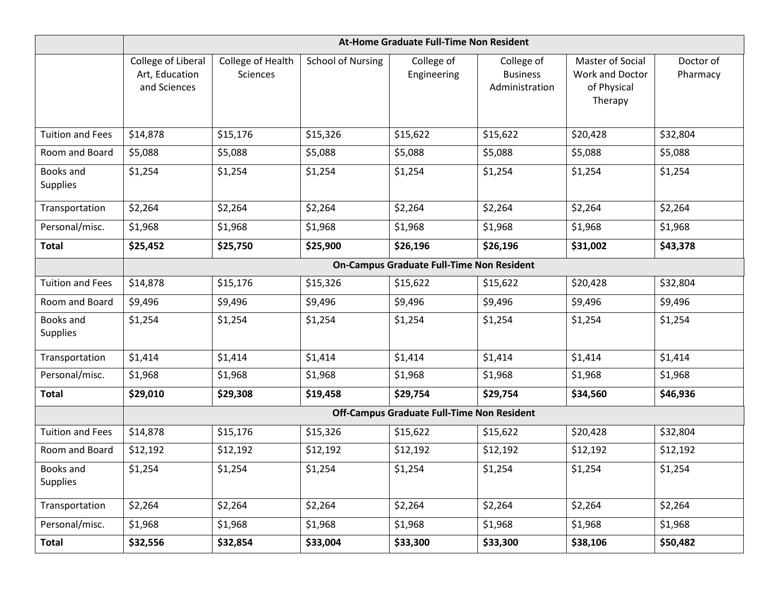| | At-Home Graduate Full-Time Non Resident | | | | | | |
|---|---|---|---|---|---|---|---|
| | College of Liberal Art, Education and Sciences | College of Health Sciences | School of Nursing | College of Engineering | College of Business Administration | Master of Social Work and Doctor of Physical Therapy | Doctor of Pharmacy |
| Tuition and Fees | $14,878 | $15,176 | $15,326 | $15,622 | $15,622 | $20,428 | $32,804 |
| Room and Board | $5,088 | $5,088 | $5,088 | $5,088 | $5,088 | $5,088 | $5,088 |
| Books and Supplies | $1,254 | $1,254 | $1,254 | $1,254 | $1,254 | $1,254 | $1,254 |
| Transportation | $2,264 | $2,264 | $2,264 | $2,264 | $2,264 | $2,264 | $2,264 |
| Personal/misc. | $1,968 | $1,968 | $1,968 | $1,968 | $1,968 | $1,968 | $1,968 |
| **Total** | **$25,452** | **$25,750** | **$25,900** | **$26,196** | **$26,196** | **$31,002** | **$43,378** |
| | **On-Campus Graduate Full-Time Non Resident** | | | | | | |
| Tuition and Fees | $14,878 | $15,176 | $15,326 | $15,622 | $15,622 | $20,428 | $32,804 |
| Room and Board | $9,496 | $9,496 | $9,496 | $9,496 | $9,496 | $9,496 | $9,496 |
| Books and Supplies | $1,254 | $1,254 | $1,254 | $1,254 | $1,254 | $1,254 | $1,254 |
| Transportation | $1,414 | $1,414 | $1,414 | $1,414 | $1,414 | $1,414 | $1,414 |
| Personal/misc. | $1,968 | $1,968 | $1,968 | $1,968 | $1,968 | $1,968 | $1,968 |
| **Total** | **$29,010** | **$29,308** | **$19,458** | **$29,754** | **$29,754** | **$34,560** | **$46,936** |
| | **Off-Campus Graduate Full-Time Non Resident** | | | | | | |
| Tuition and Fees | $14,878 | $15,176 | $15,326 | $15,622 | $15,622 | $20,428 | $32,804 |
| Room and Board | $12,192 | $12,192 | $12,192 | $12,192 | $12,192 | $12,192 | $12,192 |
| Books and Supplies | $1,254 | $1,254 | $1,254 | $1,254 | $1,254 | $1,254 | $1,254 |
| Transportation | $2,264 | $2,264 | $2,264 | $2,264 | $2,264 | $2,264 | $2,264 |
| Personal/misc. | $1,968 | $1,968 | $1,968 | $1,968 | $1,968 | $1,968 | $1,968 |
| **Total** | **$32,556** | **$32,854** | **$33,004** | **$33,300** | **$33,300** | **$38,106** | **$50,482** |